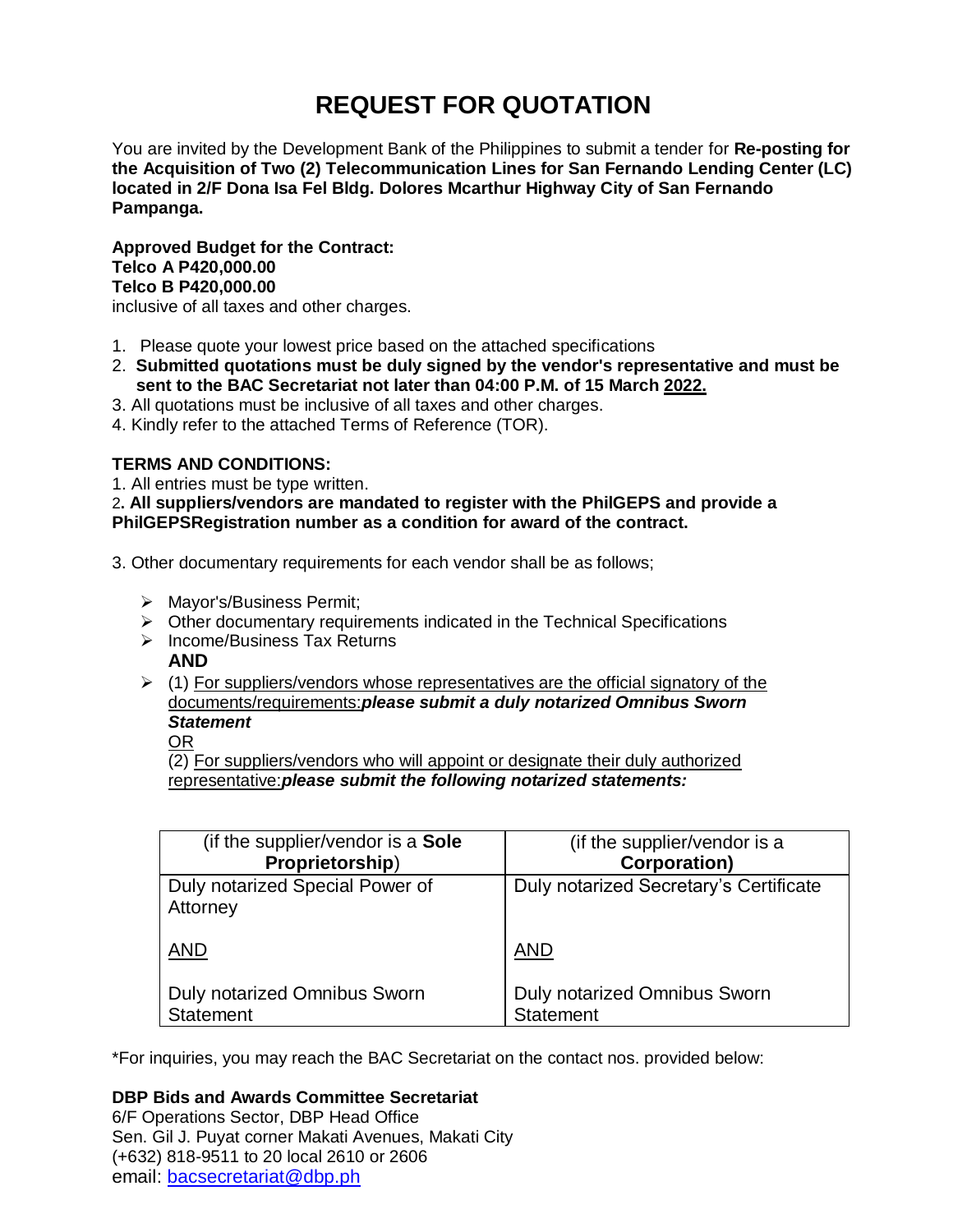# REQUEST FOR QUOTATION

You are invited by the Development Bank of the Philippines to submit a tender for **Re-posting for the Acquisition of Two (2) Telecommunication Lines for San Fernando Lending Center (LC) located in 2/F Dona Isa Fel Bldg. Dolores Mcarthur Highway City of San Fernando Pampanga.**

**Approved Budget for the Contract:**
**Telco A P420,000.00**
**Telco B P420,000.00**
inclusive of all taxes and other charges.

1. Please quote your lowest price based on the attached specifications
2. **Submitted quotations must be duly signed by the vendor's representative and must be sent to the BAC Secretariat not later than 04:00 P.M. of 15 March 2022.**
3. All quotations must be inclusive of all taxes and other charges.
4. Kindly refer to the attached Terms of Reference (TOR).

**TERMS AND CONDITIONS:**

1. All entries must be type written.
2. **All suppliers/vendors are mandated to register with the PhilGEPS and provide a PhilGEPSRegistration number as a condition for award of the contract.**

3. Other documentary requirements for each vendor shall be as follows;

- Mayor's/Business Permit;
- Other documentary requirements indicated in the Technical Specifications
- Income/Business Tax Returns
  **AND**
- (1) For suppliers/vendors whose representatives are the official signatory of the documents/requirements:***please submit a duly notarized Omnibus Sworn Statement***
  OR
  (2) For suppliers/vendors who will appoint or designate their duly authorized representative:***please submit the following notarized statements:***

| (if the supplier/vendor is a **Sole Proprietorship**) | (if the supplier/vendor is a **Corporation)** |
|---|---|
| Duly notarized Special Power of Attorney<br><br>AND<br><br>Duly notarized Omnibus Sworn Statement | Duly notarized Secretary's Certificate<br><br>AND<br><br>Duly notarized Omnibus Sworn Statement |

*For inquiries, you may reach the BAC Secretariat on the contact nos. provided below:

**DBP Bids and Awards Committee Secretariat**
6/F Operations Sector, DBP Head Office
Sen. Gil J. Puyat corner Makati Avenues, Makati City
(+632) 818-9511 to 20 local 2610 or 2606
email: bacsecretariat@dbp.ph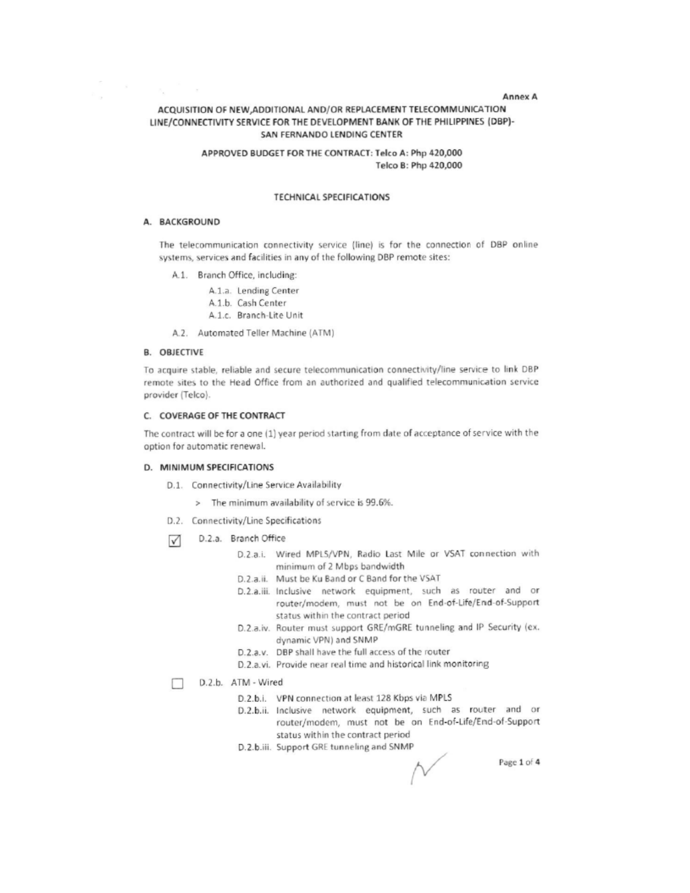Annex A

# ACQUISITION OF NEW,ADDITIONAL AND/OR REPLACEMENT TELECOMMUNICATION LINE/CONNECTIVITY SERVICE FOR THE DEVELOPMENT BANK OF THE PHILIPPINES (DBP)-SAN FERNANDO LENDING CENTER

**APPROVED BUDGET FOR THE CONTRACT: Telco A: Php 420,000**
**Telco B: Php 420,000**

## TECHNICAL SPECIFICATIONS

### A. BACKGROUND

The telecommunication connectivity service (line) is for the connection of DBP online systems, services and facilities in any of the following DBP remote sites:

- A.1. Branch Office, including:
  - A.1.a. Lending Center
  - A.1.b. Cash Center
  - A.1.c. Branch-Lite Unit
- A.2. Automated Teller Machine (ATM)

### B. OBJECTIVE

To acquire stable, reliable and secure telecommunication connectivity/line service to link DBP remote sites to the Head Office from an authorized and qualified telecommunication service provider (Telco).

### C. COVERAGE OF THE CONTRACT

The contract will be for a one (1) year period starting from date of acceptance of service with the option for automatic renewal.

### D. MINIMUM SPECIFICATIONS

- D.1. Connectivity/Line Service Availability
  - > The minimum availability of service is 99.6%.
- D.2. Connectivity/Line Specifications

☑ D.2.a. Branch Office

- D.2.a.i. Wired MPLS/VPN, Radio Last Mile or VSAT connection with minimum of 2 Mbps bandwidth
- D.2.a.ii. Must be Ku Band or C Band for the VSAT
- D.2.a.iii. Inclusive network equipment, such as router and or router/modem, must not be on End-of-Life/End-of-Support status within the contract period
- D.2.a.iv. Router must support GRE/mGRE tunneling and IP Security (ex. dynamic VPN) and SNMP
- D.2.a.v. DBP shall have the full access of the router
- D.2.a.vi. Provide near real time and historical link monitoring

☐ D.2.b. ATM - Wired

- D.2.b.i. VPN connection at least 128 Kbps via MPLS
- D.2.b.ii. Inclusive network equipment, such as router and or router/modem, must not be on End-of-Life/End-of-Support status within the contract period
- D.2.b.iii. Support GRE tunneling and SNMP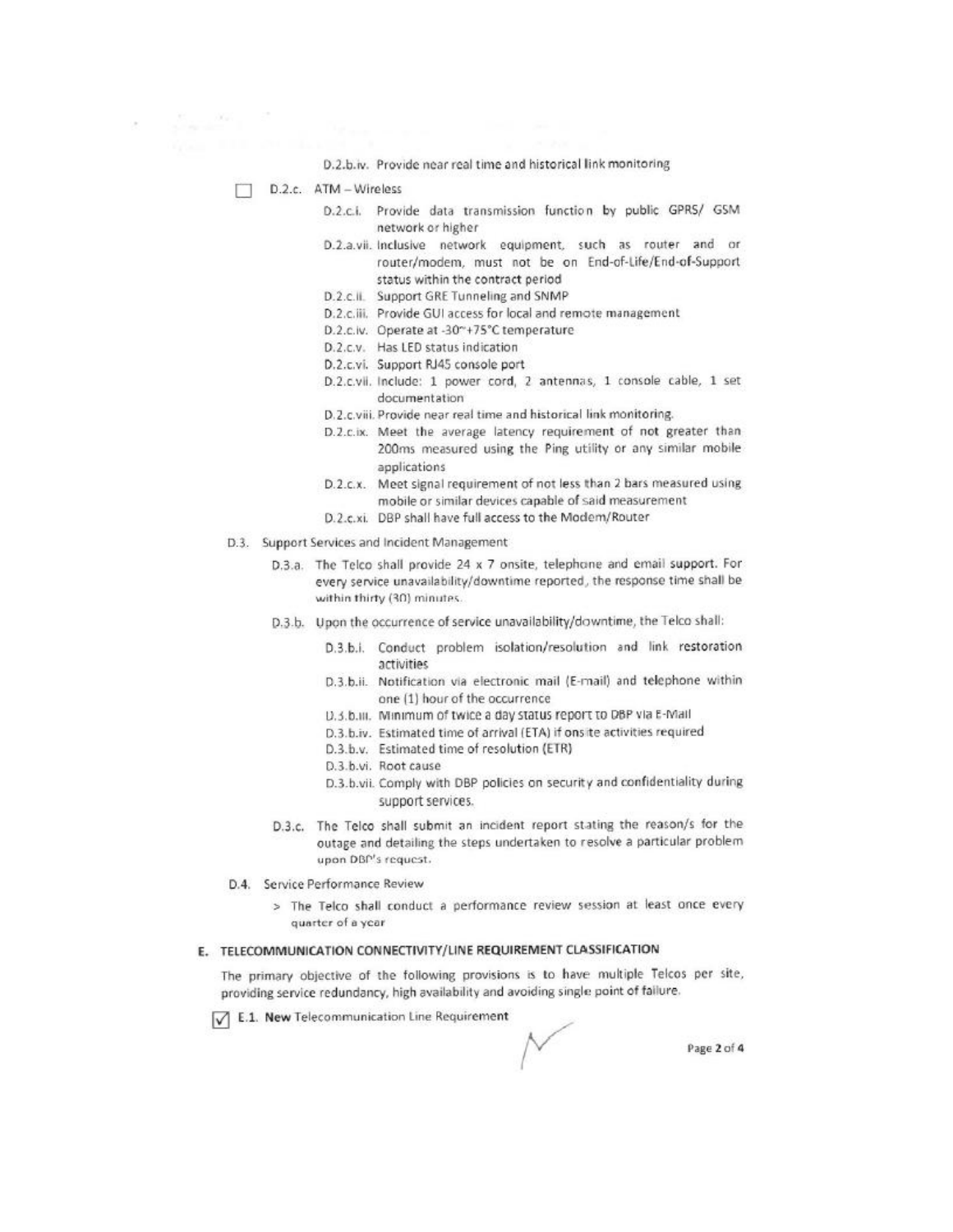D.2.b.iv. Provide near real time and historical link monitoring

☐ D.2.c. ATM – Wireless

- D.2.c.i. Provide data transmission function by public GPRS/ GSM network or higher
- D.2.a.vii. Inclusive network equipment, such as router and or router/modem, must not be on End-of-Life/End-of-Support status within the contract period
- D.2.c.ii. Support GRE Tunneling and SNMP
- D.2.c.iii. Provide GUI access for local and remote management
- D.2.c.iv. Operate at -30~+75°C temperature
- D.2.c.v. Has LED status indication
- D.2.c.vi. Support RJ45 console port
- D.2.c.vii. Include: 1 power cord, 2 antennas, 1 console cable, 1 set documentation
- D.2.c.viii. Provide near real time and historical link monitoring.
- D.2.c.ix. Meet the average latency requirement of not greater than 200ms measured using the Ping utility or any similar mobile applications
- D.2.c.x. Meet signal requirement of not less than 2 bars measured using mobile or similar devices capable of said measurement
- D.2.c.xi. DBP shall have full access to the Modem/Router

D.3. Support Services and Incident Management

- D.3.a. The Telco shall provide 24 x 7 onsite, telephone and email support. For every service unavailability/downtime reported, the response time shall be within thirty (30) minutes.
- D.3.b. Upon the occurrence of service unavailability/downtime, the Telco shall:
  - D.3.b.i. Conduct problem isolation/resolution and link restoration activities
  - D.3.b.ii. Notification via electronic mail (E-mail) and telephone within one (1) hour of the occurrence
  - D.3.b.iii. Minimum of twice a day status report to DBP via E-Mail
  - D.3.b.iv. Estimated time of arrival (ETA) if onsite activities required
  - D.3.b.v. Estimated time of resolution (ETR)
  - D.3.b.vi. Root cause
  - D.3.b.vii. Comply with DBP policies on security and confidentiality during support services.
- D.3.c. The Telco shall submit an incident report stating the reason/s for the outage and detailing the steps undertaken to resolve a particular problem upon DBP's request.

D.4. Service Performance Review

> The Telco shall conduct a performance review session at least once every quarter of a year

## E. TELECOMMUNICATION CONNECTIVITY/LINE REQUIREMENT CLASSIFICATION

The primary objective of the following provisions is to have multiple Telcos per site, providing service redundancy, high availability and avoiding single point of failure.

☑ E.1. **New** Telecommunication Line Requirement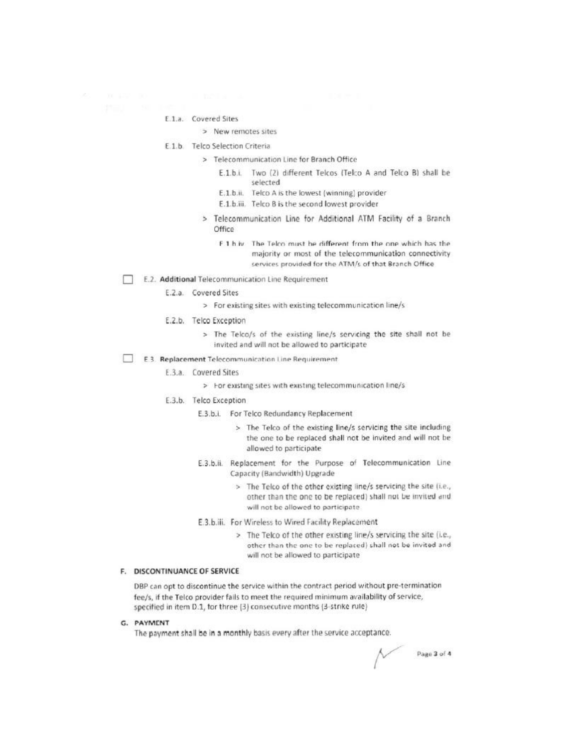- E.1.a. Covered Sites
  - > New remotes sites
- E.1.b. Telco Selection Criteria
  - > Telecommunication Line for Branch Office
    - E.1.b.i. Two (2) different Telcos (Telco A and Telco B) shall be selected
    - E.1.b.ii. Telco A is the lowest (winning) provider
    - E.1.b.iii. Telco B is the second lowest provider
  - > Telecommunication Line for Additional ATM Facility of a Branch Office
    - E.1.b.iv. The Telco must be different from the one which has the majority or most of the telecommunication connectivity services provided for the ATM/s of that Branch Office

☐ E.2. **Additional** Telecommunication Line Requirement

- E.2.a. Covered Sites
  - > For existing sites with existing telecommunication line/s
- E.2.b. Telco Exception
  - > The Telco/s of the existing line/s servicing the site shall not be invited and will not be allowed to participate

☐ E.3. **Replacement** Telecommunication Line Requirement

- E.3.a. Covered Sites
  - > For existing sites with existing telecommunication line/s
- E.3.b. Telco Exception
  - E.3.b.i. For Telco Redundancy Replacement
    - > The Telco of the existing line/s servicing the site including the one to be replaced shall not be invited and will not be allowed to participate
  - E.3.b.ii. Replacement for the Purpose of Telecommunication Line Capacity (Bandwidth) Upgrade
    - > The Telco of the other existing line/s servicing the site (i.e., other than the one to be replaced) shall not be invited and will not be allowed to participate
  - E.3.b.iii. For Wireless to Wired Facility Replacement
    - > The Telco of the other existing line/s servicing the site (i.e., other than the one to be replaced) shall not be invited and will not be allowed to participate

## F. DISCONTINUANCE OF SERVICE

DBP can opt to discontinue the service within the contract period without pre-termination fee/s, if the Telco provider fails to meet the required minimum availability of service, specified in item D.1, for three (3) consecutive months (3-strike rule)

## G. PAYMENT

The payment shall be in a monthly basis every after the service acceptance.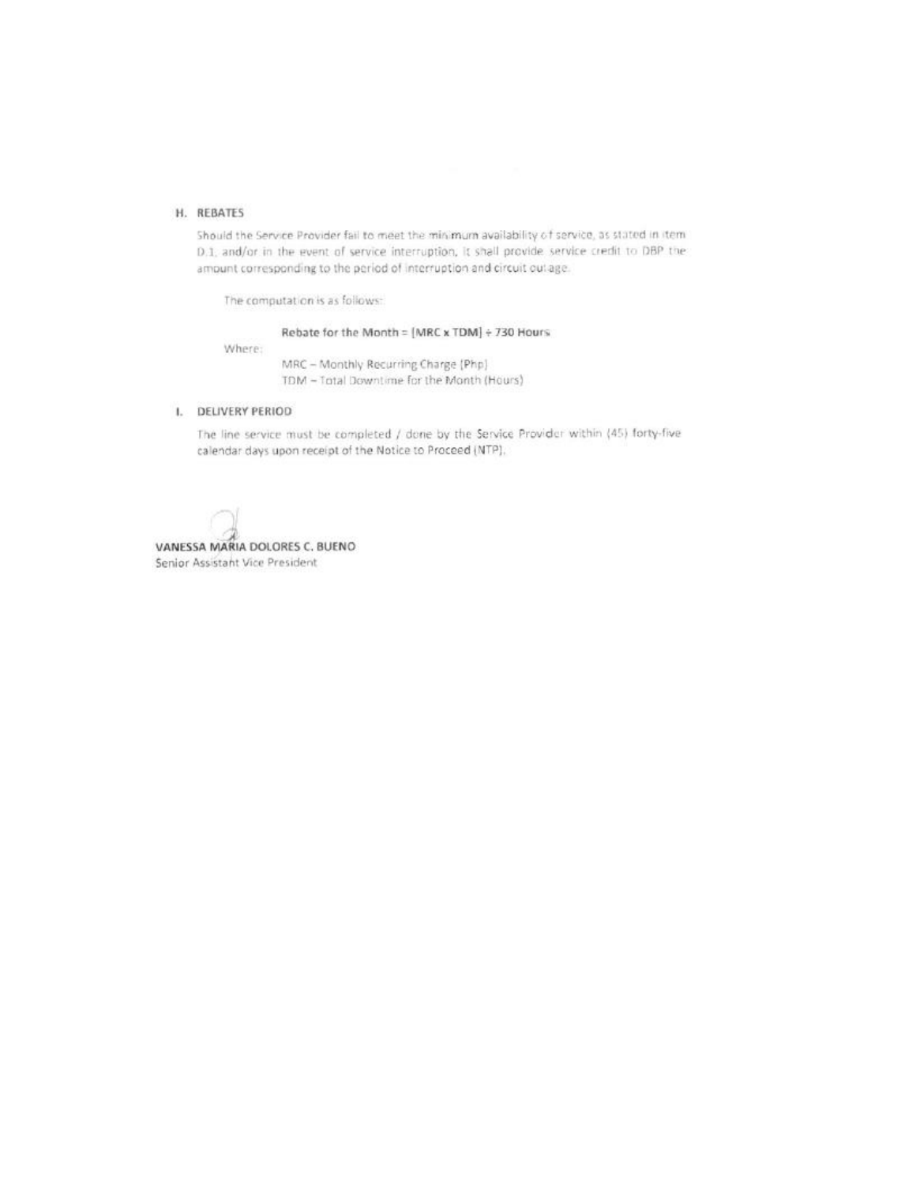## H. REBATES

Should the Service Provider fail to meet the minimum availability of service, as stated in item D.1. and/or in the event of service interruption, it shall provide service credit to DBP the amount corresponding to the period of interruption and circuit outage.

The computation is as follows:

**Rebate for the Month = [MRC x TDM] ÷ 730 Hours**

Where:

MRC – Monthly Recurring Charge (Php)
TDM – Total Downtime for the Month (Hours)

## I. DELIVERY PERIOD

The line service must be completed / done by the Service Provider within (45) forty-five calendar days upon receipt of the Notice to Proceed (NTP).

**VANESSA MARIA DOLORES C. BUENO**
Senior Assistant Vice President